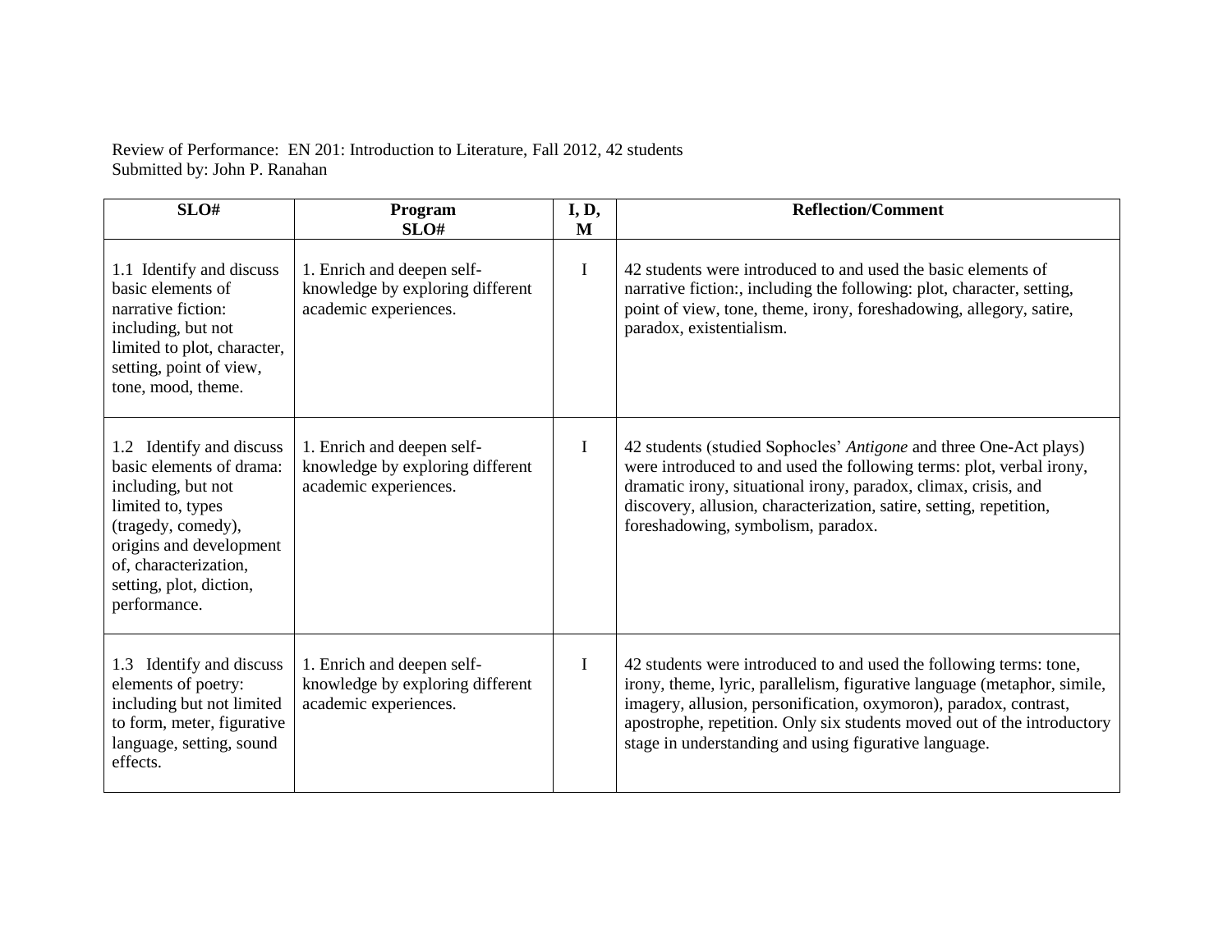Review of Performance: EN 201: Introduction to Literature, Fall 2012, 42 students
Submitted by: John P. Ranahan

| SLO# | Program SLO# | I, D, M | Reflection/Comment |
|---|---|---|---|
| 1.1 Identify and discuss basic elements of narrative fiction: including, but not limited to plot, character, setting, point of view, tone, mood, theme. | 1. Enrich and deepen self-knowledge by exploring different academic experiences. | I | 42 students were introduced to and used the basic elements of narrative fiction:, including the following: plot, character, setting, point of view, tone, theme, irony, foreshadowing, allegory, satire, paradox, existentialism. |
| 1.2 Identify and discuss basic elements of drama: including, but not limited to, types (tragedy, comedy), origins and development of, characterization, setting, plot, diction, performance. | 1. Enrich and deepen self-knowledge by exploring different academic experiences. | I | 42 students (studied Sophocles' *Antigone* and three One-Act plays) were introduced to and used the following terms: plot, verbal irony, dramatic irony, situational irony, paradox, climax, crisis, and discovery, allusion, characterization, satire, setting, repetition, foreshadowing, symbolism, paradox. |
| 1.3 Identify and discuss elements of poetry: including but not limited to form, meter, figurative language, setting, sound effects. | 1. Enrich and deepen self-knowledge by exploring different academic experiences. | I | 42 students were introduced to and used the following terms: tone, irony, theme, lyric, parallelism, figurative language (metaphor, simile, imagery, allusion, personification, oxymoron), paradox, contrast, apostrophe, repetition. Only six students moved out of the introductory stage in understanding and using figurative language. |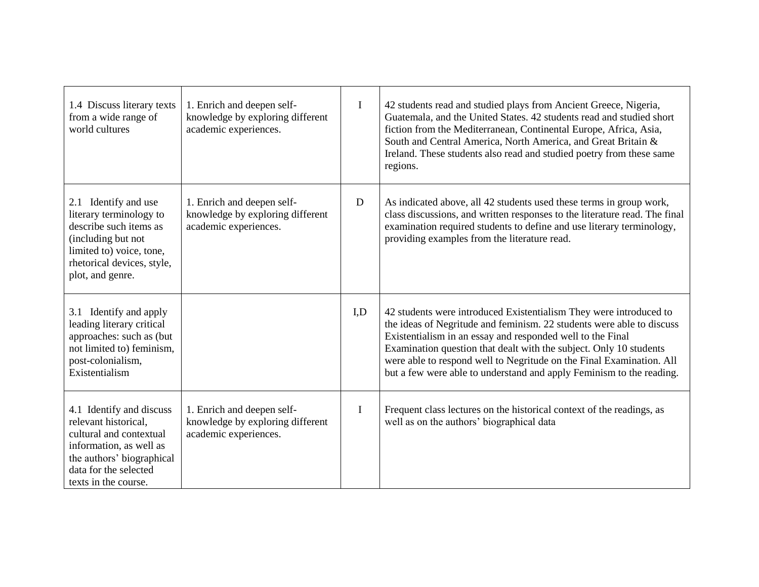| | | | |
|---|---|---|---|
| 1.4 Discuss literary texts from a wide range of world cultures | 1. Enrich and deepen self-knowledge by exploring different academic experiences. | I | 42 students read and studied plays from Ancient Greece, Nigeria, Guatemala, and the United States. 42 students read and studied short fiction from the Mediterranean, Continental Europe, Africa, Asia, South and Central America, North America, and Great Britain & Ireland. These students also read and studied poetry from these same regions. |
| 2.1 Identify and use literary terminology to describe such items as (including but not limited to) voice, tone, rhetorical devices, style, plot, and genre. | 1. Enrich and deepen self-knowledge by exploring different academic experiences. | D | As indicated above, all 42 students used these terms in group work, class discussions, and written responses to the literature read. The final examination required students to define and use literary terminology, providing examples from the literature read. |
| 3.1 Identify and apply leading literary critical approaches: such as (but not limited to) feminism, post-colonialism, Existentialism | | I,D | 42 students were introduced Existentialism They were introduced to the ideas of Negritude and feminism. 22 students were able to discuss Existentialism in an essay and responded well to the Final Examination question that dealt with the subject. Only 10 students were able to respond well to Negritude on the Final Examination. All but a few were able to understand and apply Feminism to the reading. |
| 4.1 Identify and discuss relevant historical, cultural and contextual information, as well as the authors' biographical data for the selected texts in the course. | 1. Enrich and deepen self-knowledge by exploring different academic experiences. | I | Frequent class lectures on the historical context of the readings, as well as on the authors' biographical data |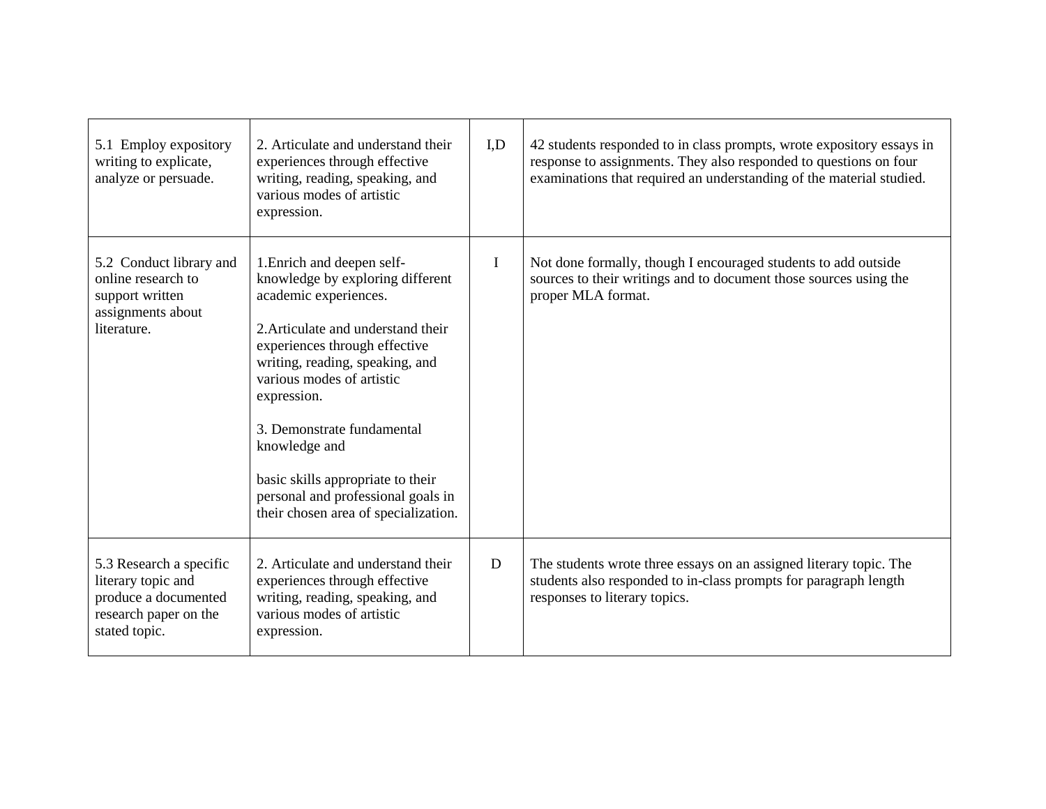| | | | |
|---|---|---|---|
| 5.1 Employ expository writing to explicate, analyze or persuade. | 2. Articulate and understand their experiences through effective writing, reading, speaking, and various modes of artistic expression. | I,D | 42 students responded to in class prompts, wrote expository essays in response to assignments. They also responded to questions on four examinations that required an understanding of the material studied. |
| 5.2 Conduct library and online research to support written assignments about literature. | 1.Enrich and deepen self-knowledge by exploring different academic experiences.<br><br>2.Articulate and understand their experiences through effective writing, reading, speaking, and various modes of artistic expression.<br><br>3. Demonstrate fundamental knowledge and<br><br>basic skills appropriate to their personal and professional goals in their chosen area of specialization. | I | Not done formally, though I encouraged students to add outside sources to their writings and to document those sources using the proper MLA format. |
| 5.3 Research a specific literary topic and produce a documented research paper on the stated topic. | 2. Articulate and understand their experiences through effective writing, reading, speaking, and various modes of artistic expression. | D | The students wrote three essays on an assigned literary topic. The students also responded to in-class prompts for paragraph length responses to literary topics. |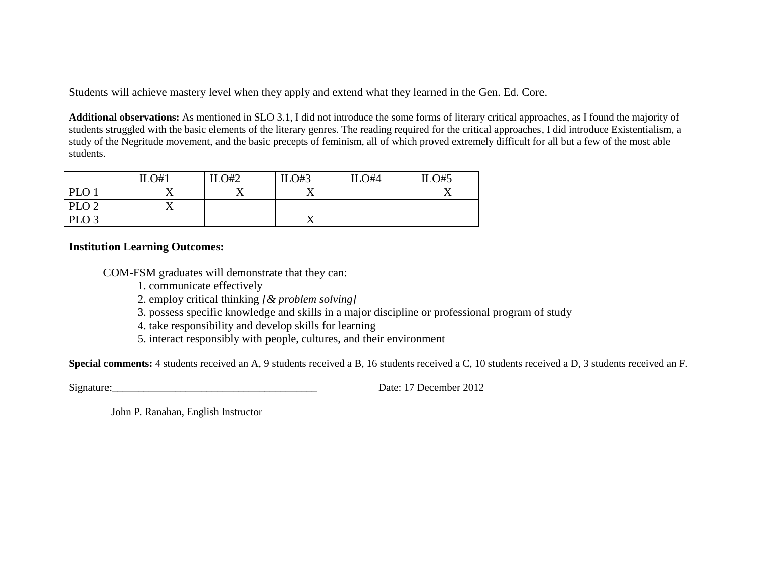Students will achieve mastery level when they apply and extend what they learned in the Gen. Ed. Core.

**Additional observations:** As mentioned in SLO 3.1, I did not introduce the some forms of literary critical approaches, as I found the majority of students struggled with the basic elements of the literary genres. The reading required for the critical approaches, I did introduce Existentialism, a study of the Negritude movement, and the basic precepts of feminism, all of which proved extremely difficult for all but a few of the most able students.

| | ILO#1 | ILO#2 | ILO#3 | ILO#4 | ILO#5 |
|---|---|---|---|---|---|
| PLO 1 | X | X | X | | X |
| PLO 2 | X | | | | |
| PLO 3 | | | X | | |

**Institution Learning Outcomes:**

COM-FSM graduates will demonstrate that they can:

1. communicate effectively
2. employ critical thinking *[& problem solving]*
3. possess specific knowledge and skills in a major discipline or professional program of study
4. take responsibility and develop skills for learning
5. interact responsibly with people, cultures, and their environment

**Special comments:** 4 students received an A, 9 students received a B, 16 students received a C, 10 students received a D, 3 students received an F.

Signature:_______________________________________ Date: 17 December 2012

John P. Ranahan, English Instructor